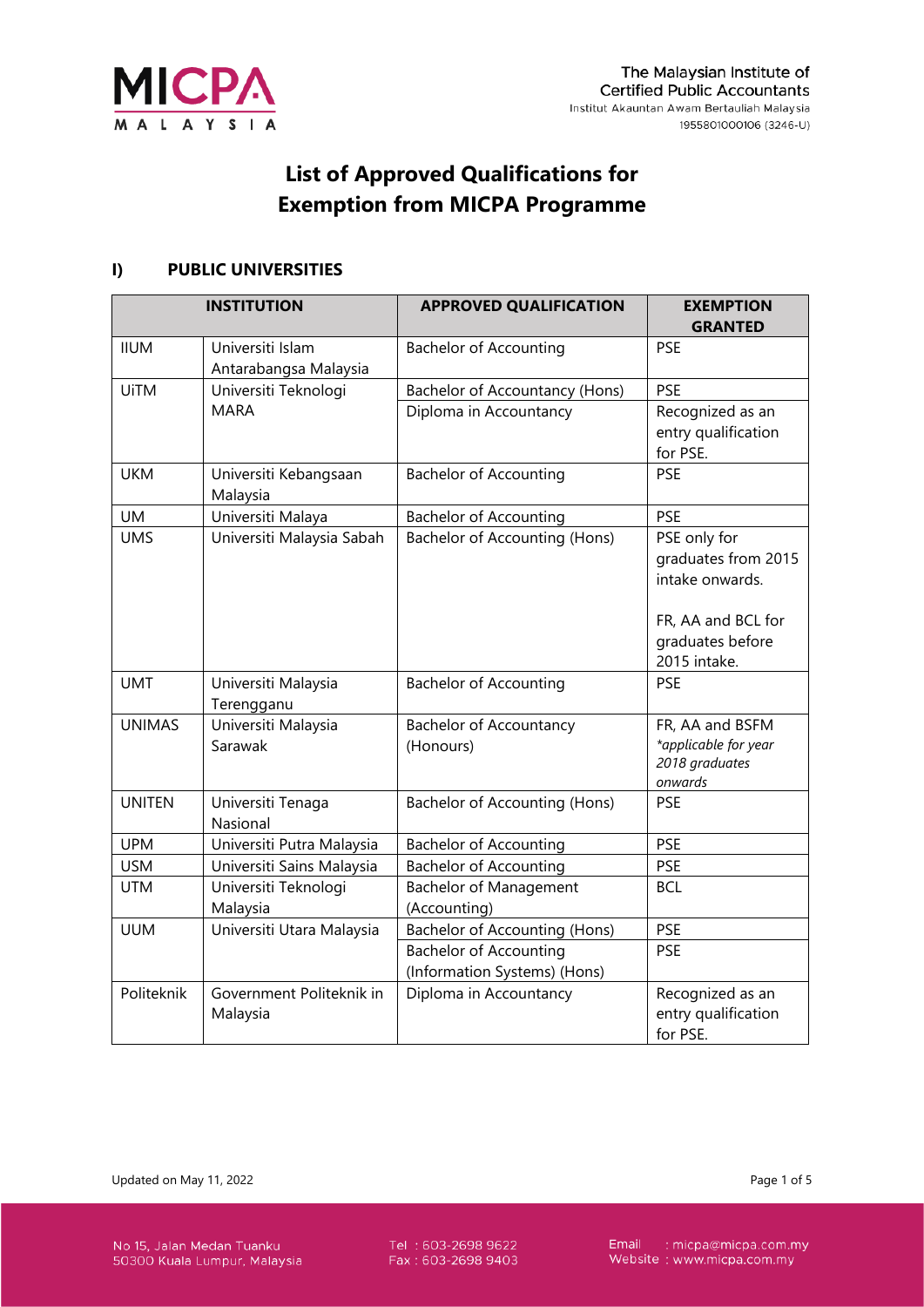# List of Approved Qualifications for Exemption from MICPA Programme

## I) PUBLIC UNIVERSITIES

| INSTITUTION | | APPROVED QUALIFICATION | EXEMPTION GRANTED |
|---|---|---|---|
| IIUM | Universiti Islam Antarabangsa Malaysia | Bachelor of Accounting | PSE |
| UiTM | Universiti Teknologi MARA | Bachelor of Accountancy (Hons) | PSE |
| | | Diploma in Accountancy | Recognized as an entry qualification for PSE. |
| UKM | Universiti Kebangsaan Malaysia | Bachelor of Accounting | PSE |
| UM | Universiti Malaya | Bachelor of Accounting | PSE |
| UMS | Universiti Malaysia Sabah | Bachelor of Accounting (Hons) | PSE only for graduates from 2015 intake onwards.<br><br>FR, AA and BCL for graduates before 2015 intake. |
| UMT | Universiti Malaysia Terengganu | Bachelor of Accounting | PSE |
| UNIMAS | Universiti Malaysia Sarawak | Bachelor of Accountancy (Honours) | FR, AA and BSFM<br>*applicable for year 2018 graduates onwards* |
| UNITEN | Universiti Tenaga Nasional | Bachelor of Accounting (Hons) | PSE |
| UPM | Universiti Putra Malaysia | Bachelor of Accounting | PSE |
| USM | Universiti Sains Malaysia | Bachelor of Accounting | PSE |
| UTM | Universiti Teknologi Malaysia | Bachelor of Management (Accounting) | BCL |
| UUM | Universiti Utara Malaysia | Bachelor of Accounting (Hons) | PSE |
| | | Bachelor of Accounting (Information Systems) (Hons) | PSE |
| Politeknik | Government Politeknik in Malaysia | Diploma in Accountancy | Recognized as an entry qualification for PSE. |

Updated on May 11, 2022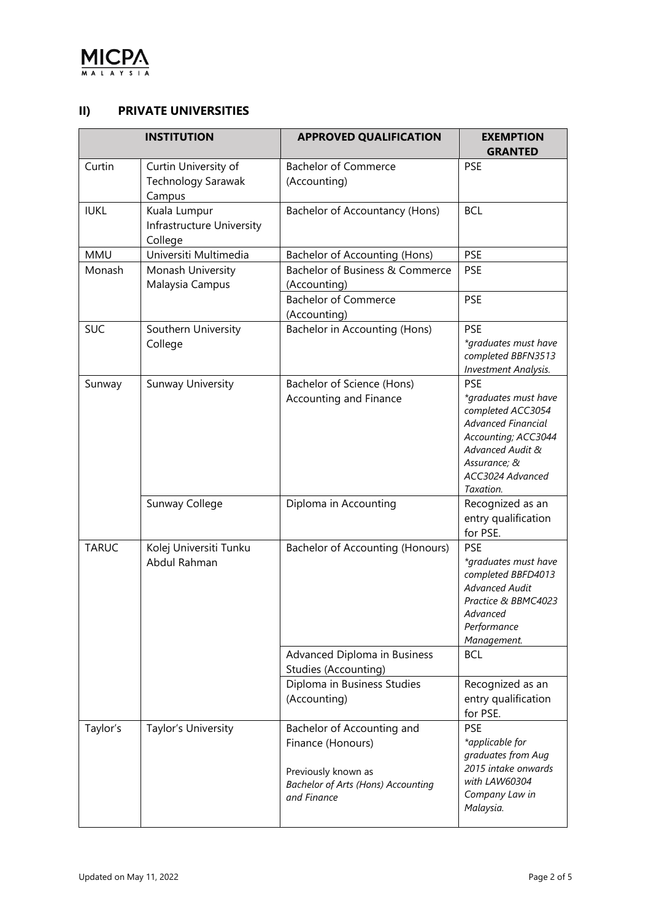## II) PRIVATE UNIVERSITIES

| INSTITUTION | | APPROVED QUALIFICATION | EXEMPTION GRANTED |
|---|---|---|---|
| Curtin | Curtin University of Technology Sarawak Campus | Bachelor of Commerce (Accounting) | PSE |
| IUKL | Kuala Lumpur Infrastructure University College | Bachelor of Accountancy (Hons) | BCL |
| MMU | Universiti Multimedia | Bachelor of Accounting (Hons) | PSE |
| Monash | Monash University Malaysia Campus | Bachelor of Business & Commerce (Accounting) | PSE |
| | | Bachelor of Commerce (Accounting) | PSE |
| SUC | Southern University College | Bachelor in Accounting (Hons) | PSE *\*graduates must have completed BBFN3513 Investment Analysis.* |
| Sunway | Sunway University | Bachelor of Science (Hons) Accounting and Finance | PSE *\*graduates must have completed ACC3054 Advanced Financial Accounting; ACC3044 Advanced Audit & Assurance; & ACC3024 Advanced Taxation.* |
| | Sunway College | Diploma in Accounting | Recognized as an entry qualification for PSE. |
| TARUC | Kolej Universiti Tunku Abdul Rahman | Bachelor of Accounting (Honours) | PSE *\*graduates must have completed BBFD4013 Advanced Audit Practice & BBMC4023 Advanced Performance Management.* |
| | | Advanced Diploma in Business Studies (Accounting) | BCL |
| | | Diploma in Business Studies (Accounting) | Recognized as an entry qualification for PSE. |
| Taylor's | Taylor's University | Bachelor of Accounting and Finance (Honours)<br><br>Previously known as *Bachelor of Arts (Hons) Accounting and Finance* | PSE *\*applicable for graduates from Aug 2015 intake onwards with LAW60304 Company Law in Malaysia.* |

Updated on May 11, 2022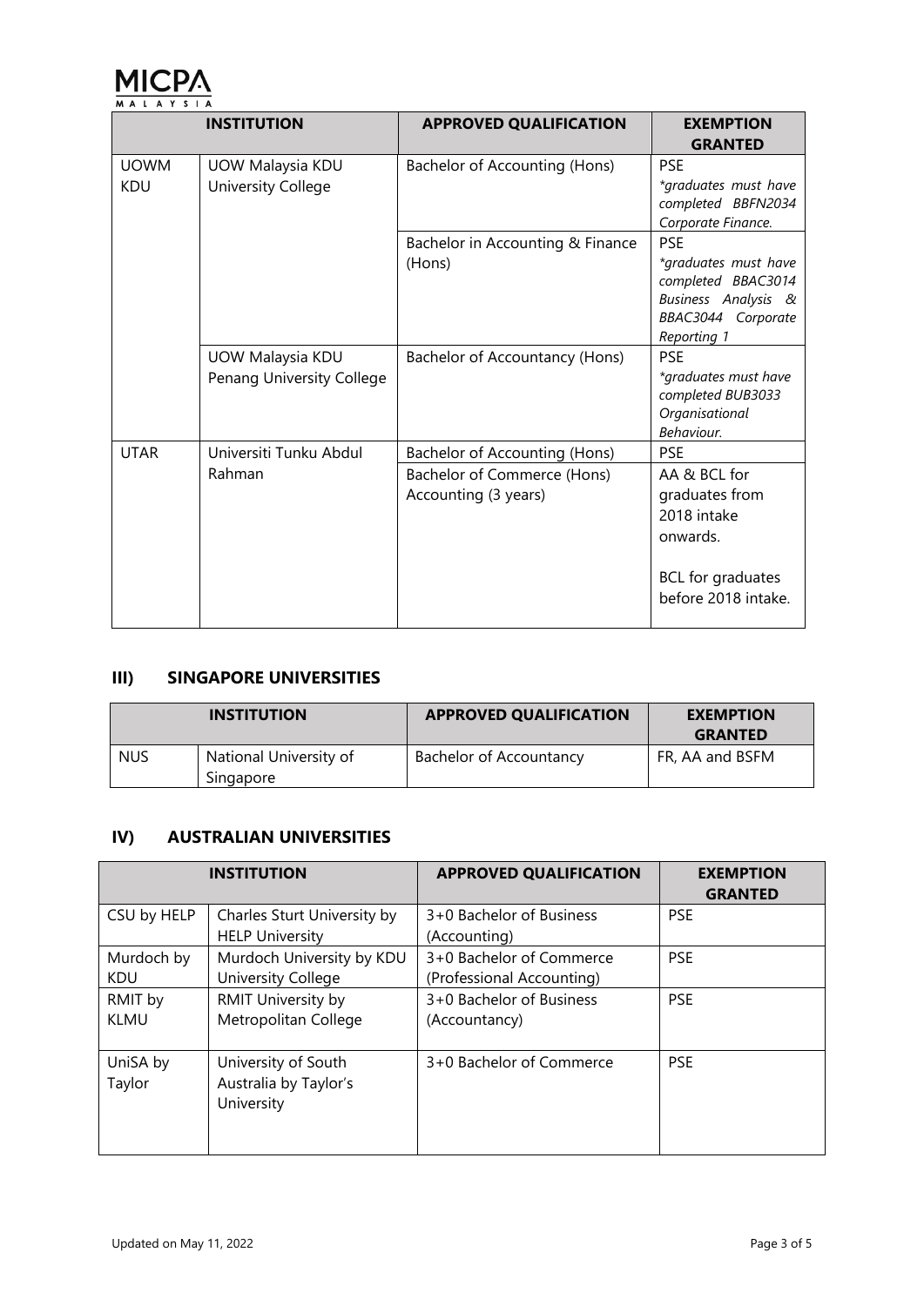| INSTITUTION | | APPROVED QUALIFICATION | EXEMPTION GRANTED |
|---|---|---|---|
| UOWM KDU | UOW Malaysia KDU University College | Bachelor of Accounting (Hons) | PSE *\*graduates must have completed BBFN2034 Corporate Finance.* |
| | | Bachelor in Accounting & Finance (Hons) | PSE *\*graduates must have completed BBAC3014 Business Analysis & BBAC3044 Corporate Reporting 1* |
| | UOW Malaysia KDU Penang University College | Bachelor of Accountancy (Hons) | PSE *\*graduates must have completed BUB3033 Organisational Behaviour.* |
| UTAR | Universiti Tunku Abdul Rahman | Bachelor of Accounting (Hons) | PSE |
| | | Bachelor of Commerce (Hons) Accounting (3 years) | AA & BCL for graduates from 2018 intake onwards.<br><br>BCL for graduates before 2018 intake. |

## III) SINGAPORE UNIVERSITIES

| INSTITUTION | | APPROVED QUALIFICATION | EXEMPTION GRANTED |
|---|---|---|---|
| NUS | National University of Singapore | Bachelor of Accountancy | FR, AA and BSFM |

## IV) AUSTRALIAN UNIVERSITIES

| INSTITUTION | | APPROVED QUALIFICATION | EXEMPTION GRANTED |
|---|---|---|---|
| CSU by HELP | Charles Sturt University by HELP University | 3+0 Bachelor of Business (Accounting) | PSE |
| Murdoch by KDU | Murdoch University by KDU University College | 3+0 Bachelor of Commerce (Professional Accounting) | PSE |
| RMIT by KLMU | RMIT University by Metropolitan College | 3+0 Bachelor of Business (Accountancy) | PSE |
| UniSA by Taylor | University of South Australia by Taylor's University | 3+0 Bachelor of Commerce | PSE |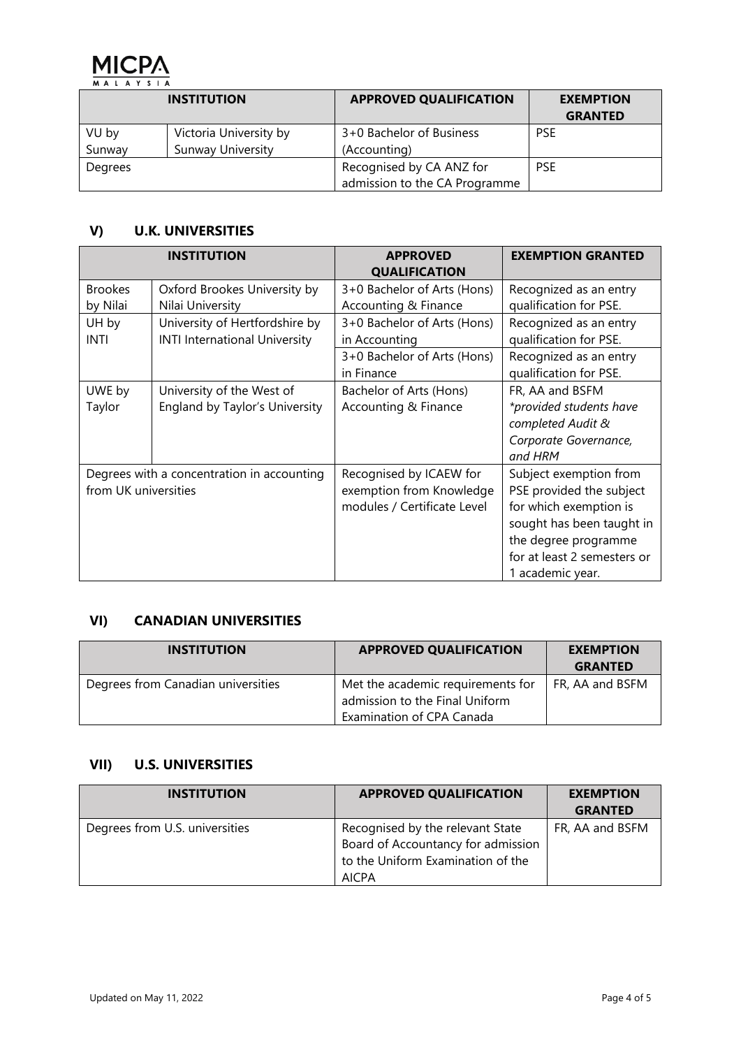| INSTITUTION | | APPROVED QUALIFICATION | EXEMPTION GRANTED |
| --- | --- | --- | --- |
| VU by Sunway | Victoria University by Sunway University | 3+0 Bachelor of Business (Accounting) | PSE |
| Degrees | | Recognised by CA ANZ for admission to the CA Programme | PSE |

## V) U.K. UNIVERSITIES

| INSTITUTION | | APPROVED QUALIFICATION | EXEMPTION GRANTED |
| --- | --- | --- | --- |
| Brookes by Nilai | Oxford Brookes University by Nilai University | 3+0 Bachelor of Arts (Hons) Accounting & Finance | Recognized as an entry qualification for PSE. |
| UH by INTI | University of Hertfordshire by INTI International University | 3+0 Bachelor of Arts (Hons) in Accounting | Recognized as an entry qualification for PSE. |
| | | 3+0 Bachelor of Arts (Hons) in Finance | Recognized as an entry qualification for PSE. |
| UWE by Taylor | University of the West of England by Taylor's University | Bachelor of Arts (Hons) Accounting & Finance | FR, AA and BSFM *\*provided students have completed Audit & Corporate Governance, and HRM* |
| Degrees with a concentration in accounting from UK universities | | Recognised by ICAEW for exemption from Knowledge modules / Certificate Level | Subject exemption from PSE provided the subject for which exemption is sought has been taught in the degree programme for at least 2 semesters or 1 academic year. |

## VI) CANADIAN UNIVERSITIES

| INSTITUTION | APPROVED QUALIFICATION | EXEMPTION GRANTED |
| --- | --- | --- |
| Degrees from Canadian universities | Met the academic requirements for admission to the Final Uniform Examination of CPA Canada | FR, AA and BSFM |

## VII) U.S. UNIVERSITIES

| INSTITUTION | APPROVED QUALIFICATION | EXEMPTION GRANTED |
| --- | --- | --- |
| Degrees from U.S. universities | Recognised by the relevant State Board of Accountancy for admission to the Uniform Examination of the AICPA | FR, AA and BSFM |

Updated on May 11, 2022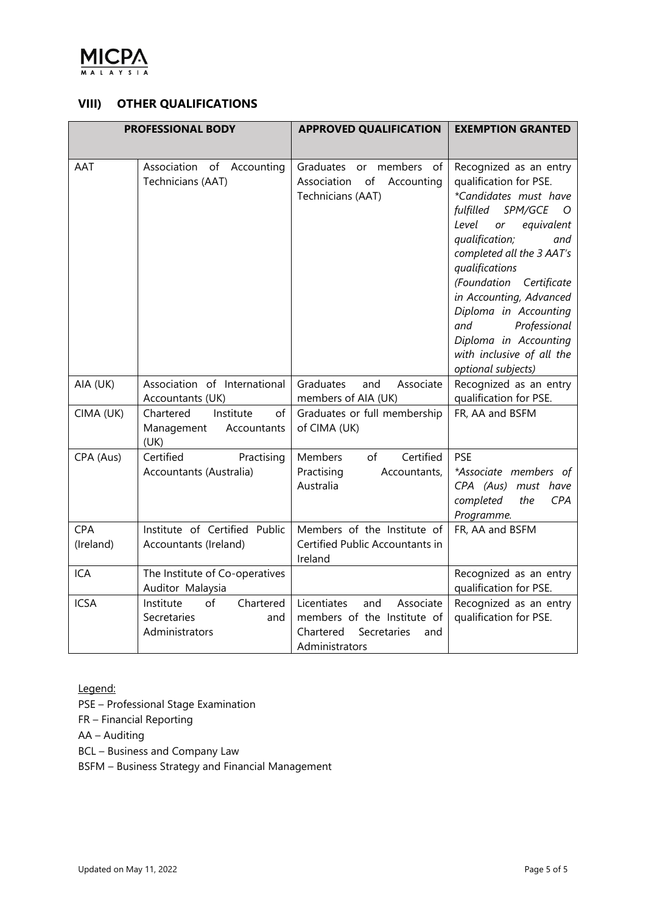## VIII) OTHER QUALIFICATIONS

| PROFESSIONAL BODY | | APPROVED QUALIFICATION | EXEMPTION GRANTED |
|---|---|---|---|
| AAT | Association of Accounting Technicians (AAT) | Graduates or members of Association of Accounting Technicians (AAT) | Recognized as an entry qualification for PSE. *\*Candidates must have fulfilled SPM/GCE O Level or equivalent qualification; and completed all the 3 AAT's qualifications (Foundation Certificate in Accounting, Advanced Diploma in Accounting and Professional Diploma in Accounting with inclusive of all the optional subjects)* |
| AIA (UK) | Association of International Accountants (UK) | Graduates and Associate members of AIA (UK) | Recognized as an entry qualification for PSE. |
| CIMA (UK) | Chartered Institute of Management Accountants (UK) | Graduates or full membership of CIMA (UK) | FR, AA and BSFM |
| CPA (Aus) | Certified Practising Accountants (Australia) | Members of Certified Practising Accountants, Australia | PSE *\*Associate members of CPA (Aus) must have completed the CPA Programme.* |
| CPA (Ireland) | Institute of Certified Public Accountants (Ireland) | Members of the Institute of Certified Public Accountants in Ireland | FR, AA and BSFM |
| ICA | The Institute of Co-operatives Auditor Malaysia | | Recognized as an entry qualification for PSE. |
| ICSA | Institute of Chartered Secretaries and Administrators | Licentiates and Associate members of the Institute of Chartered Secretaries and Administrators | Recognized as an entry qualification for PSE. |

Legend:

PSE – Professional Stage Examination

FR – Financial Reporting

AA – Auditing

BCL – Business and Company Law

BSFM – Business Strategy and Financial Management